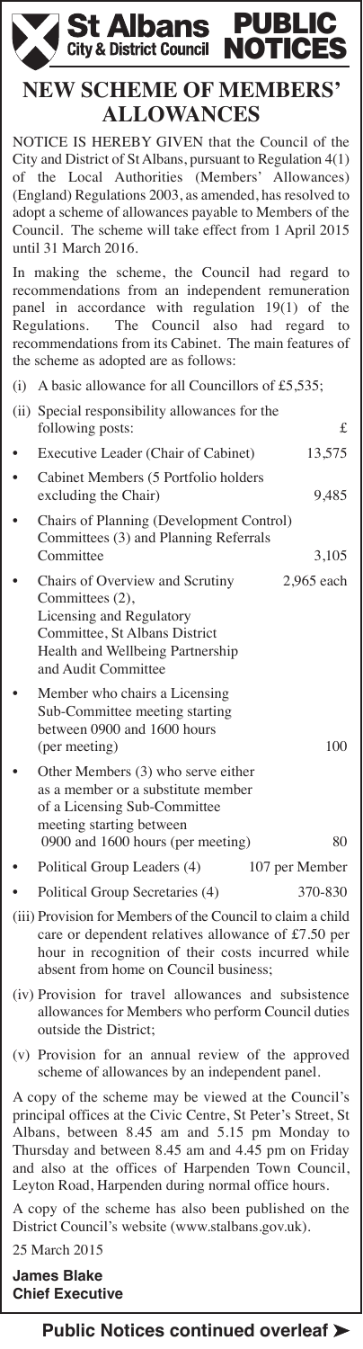# St Albans City & District Council PUBLIC NOTICES

## NEW SCHEME OF MEMBERS' ALLOWANCES

NOTICE IS HEREBY GIVEN that the Council of the City and District of St Albans, pursuant to Regulation 4(1) of the Local Authorities (Members' Allowances) (England) Regulations 2003, as amended, has resolved to adopt a scheme of allowances payable to Members of the Council. The scheme will take effect from 1 April 2015 until 31 March 2016.

In making the scheme, the Council had regard to recommendations from an independent remuneration panel in accordance with regulation 19(1) of the Regulations. The Council also had regard to recommendations from its Cabinet. The main features of the scheme as adopted are as follows:

(i) A basic allowance for all Councillors of £5,535;

(ii) Special responsibility allowances for the following posts:

| | £ |
|---|---|
| • Executive Leader (Chair of Cabinet) | 13,575 |
| • Cabinet Members (5 Portfolio holders excluding the Chair) | 9,485 |
| • Chairs of Planning (Development Control) Committees (3) and Planning Referrals Committee | 3,105 |
| • Chairs of Overview and Scrutiny Committees (2), Licensing and Regulatory Committee, St Albans District Health and Wellbeing Partnership and Audit Committee | 2,965 each |
| • Member who chairs a Licensing Sub-Committee meeting starting between 0900 and 1600 hours (per meeting) | 100 |
| • Other Members (3) who serve either as a member or a substitute member of a Licensing Sub-Committee meeting starting between 0900 and 1600 hours (per meeting) | 80 |
| • Political Group Leaders (4) | 107 per Member |
| • Political Group Secretaries (4) | 370-830 |

(iii) Provision for Members of the Council to claim a child care or dependent relatives allowance of £7.50 per hour in recognition of their costs incurred while absent from home on Council business;

(iv) Provision for travel allowances and subsistence allowances for Members who perform Council duties outside the District;

(v) Provision for an annual review of the approved scheme of allowances by an independent panel.

A copy of the scheme may be viewed at the Council's principal offices at the Civic Centre, St Peter's Street, St Albans, between 8.45 am and 5.15 pm Monday to Thursday and between 8.45 am and 4.45 pm on Friday and also at the offices of Harpenden Town Council, Leyton Road, Harpenden during normal office hours.

A copy of the scheme has also been published on the District Council's website (www.stalbans.gov.uk).

25 March 2015

**James Blake**
**Chief Executive**

**Public Notices continued overleaf ➤**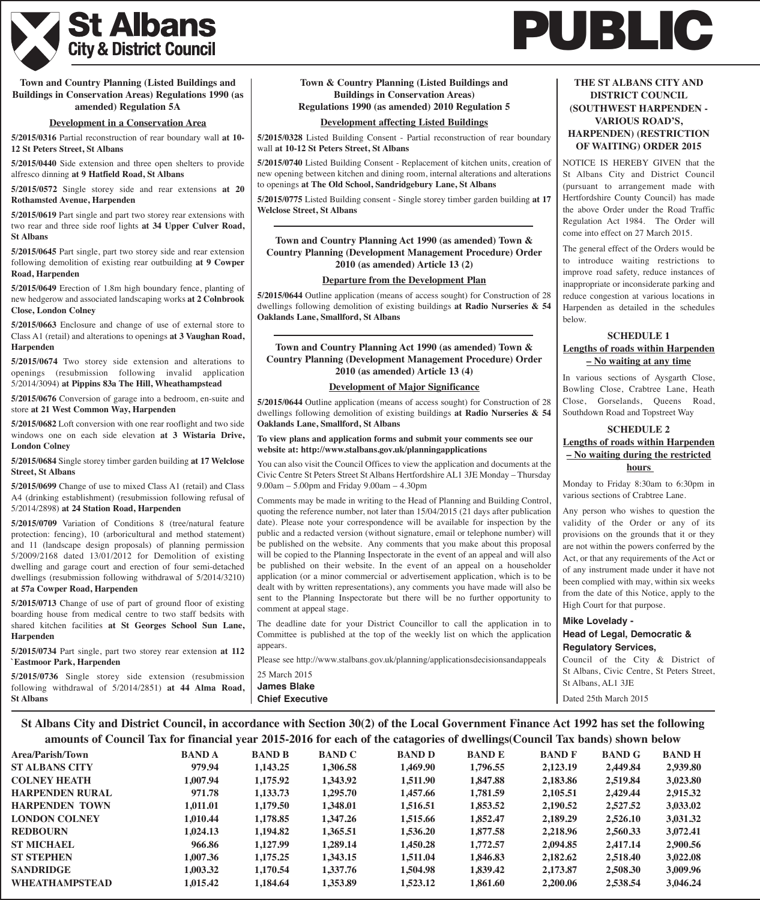# St Albans City & District Council

# PUBLIC

### Town and Country Planning (Listed Buildings and Buildings in Conservation Areas) Regulations 1990 (as amended) Regulation 5A

**Development in a Conservation Area**

**5/2015/0316** Partial reconstruction of rear boundary wall **at 10-12 St Peters Street, St Albans**

**5/2015/0440** Side extension and three open shelters to provide alfresco dinning **at 9 Hatfield Road, St Albans**

**5/2015/0572** Single storey side and rear extensions **at 20 Rothamsted Avenue, Harpenden**

**5/2015/0619** Part single and part two storey rear extensions with two rear and three side roof lights **at 34 Upper Culver Road, St Albans**

**5/2015/0645** Part single, part two storey side and rear extension following demolition of existing rear outbuilding **at 9 Cowper Road, Harpenden**

**5/2015/0649** Erection of 1.8m high boundary fence, planting of new hedgerow and associated landscaping works **at 2 Colnbrook Close, London Colney**

**5/2015/0663** Enclosure and change of use of external store to Class A1 (retail) and alterations to openings **at 3 Vaughan Road, Harpenden**

**5/2015/0674** Two storey side extension and alterations to openings (resubmission following invalid application 5/2014/3094) **at Pippins 83a The Hill, Wheathampstead**

**5/2015/0676** Conversion of garage into a bedroom, en-suite and store **at 21 West Common Way, Harpenden**

**5/2015/0682** Loft conversion with one rear rooflight and two side windows one on each side elevation **at 3 Wistaria Drive, London Colney**

**5/2015/0684** Single storey timber garden building **at 17 Welclose Street, St Albans**

**5/2015/0699** Change of use to mixed Class A1 (retail) and Class A4 (drinking establishment) (resubmission following refusal of 5/2014/2898) **at 24 Station Road, Harpenden**

**5/2015/0709** Variation of Conditions 8 (tree/natural feature protection: fencing), 10 (arboricultural and method statement) and 11 (landscape design proposals) of planning permission 5/2009/2168 dated 13/01/2012 for Demolition of existing dwelling and garage court and erection of four semi-detached dwellings (resubmission following withdrawal of 5/2014/3210) **at 57a Cowper Road, Harpenden**

**5/2015/0713** Change of use of part of ground floor of existing boarding house from medical centre to two staff bedsits with shared kitchen facilities **at St Georges School Sun Lane, Harpenden**

**5/2015/0734** Part single, part two storey rear extension **at 112 `Eastmoor Park, Harpenden**

**5/2015/0736** Single storey side extension (resubmission following withdrawal of 5/2014/2851) **at 44 Alma Road, St Albans**

### Town & Country Planning (Listed Buildings and Buildings in Conservation Areas) Regulations 1990 (as amended) 2010 Regulation 5

**Development affecting Listed Buildings**

**5/2015/0328** Listed Building Consent - Partial reconstruction of rear boundary wall **at 10-12 St Peters Street, St Albans**

**5/2015/0740** Listed Building Consent - Replacement of kitchen units, creation of new opening between kitchen and dining room, internal alterations and alterations to openings **at The Old School, Sandridgebury Lane, St Albans**

**5/2015/0775** Listed Building consent - Single storey timber garden building **at 17 Welclose Street, St Albans**

### Town and Country Planning Act 1990 (as amended) Town & Country Planning (Development Management Procedure) Order 2010 (as amended) Article 13 (2)

**Departure from the Development Plan**

**5/2015/0644** Outline application (means of access sought) for Construction of 28 dwellings following demolition of existing buildings **at Radio Nurseries & 54 Oaklands Lane, Smallford, St Albans**

### Town and Country Planning Act 1990 (as amended) Town & Country Planning (Development Management Procedure) Order 2010 (as amended) Article 13 (4)

**Development of Major Significance**

**5/2015/0644** Outline application (means of access sought) for Construction of 28 dwellings following demolition of existing buildings **at Radio Nurseries & 54 Oaklands Lane, Smallford, St Albans**

**To view plans and application forms and submit your comments see our website at: http://www.stalbans.gov.uk/planningapplications**

You can also visit the Council Offices to view the application and documents at the Civic Centre St Peters Street St Albans Hertfordshire AL1 3JE Monday – Thursday 9.00am – 5.00pm and Friday 9.00am – 4.30pm

Comments may be made in writing to the Head of Planning and Building Control, quoting the reference number, not later than 15/04/2015 (21 days after publication date). Please note your correspondence will be available for inspection by the public and a redacted version (without signature, email or telephone number) will be published on the website. Any comments that you make about this proposal will be copied to the Planning Inspectorate in the event of an appeal and will also be published on their website. In the event of an appeal on a householder application (or a minor commercial or advertisement application, which is to be dealt with by written representations), any comments you have made will also be sent to the Planning Inspectorate but there will be no further opportunity to comment at appeal stage.

The deadline date for your District Councillor to call the application in to Committee is published at the top of the weekly list on which the application appears.

Please see http://www.stalbans.gov.uk/planning/applicationsdecisionsandappeals

25 March 2015
**James Blake**
**Chief Executive**

### THE ST ALBANS CITY AND DISTRICT COUNCIL (SOUTHWEST HARPENDEN - VARIOUS ROAD'S, HARPENDEN) (RESTRICTION OF WAITING) ORDER 2015

NOTICE IS HEREBY GIVEN that the St Albans City and District Council (pursuant to arrangement made with Hertfordshire County Council) has made the above Order under the Road Traffic Regulation Act 1984. The Order will come into effect on 27 March 2015.

The general effect of the Orders would be to introduce waiting restrictions to improve road safety, reduce instances of inappropriate or inconsiderate parking and reduce congestion at various locations in Harpenden as detailed in the schedules below.

**SCHEDULE 1**

**Lengths of roads within Harpenden – No waiting at any time**

In various sections of Aysgarth Close, Bowling Close, Crabtree Lane, Heath Close, Gorselands, Queens Road, Southdown Road and Topstreet Way

**SCHEDULE 2**

**Lengths of roads within Harpenden – No waiting during the restricted hours**

Monday to Friday 8:30am to 6:30pm in various sections of Crabtree Lane.

Any person who wishes to question the validity of the Order or any of its provisions on the grounds that it or they are not within the powers conferred by the Act, or that any requirements of the Act or of any instrument made under it have not been complied with may, within six weeks from the date of this Notice, apply to the High Court for that purpose.

**Mike Lovelady -**
**Head of Legal, Democratic & Regulatory Services,**
Council of the City & District of St Albans, Civic Centre, St Peters Street, St Albans, AL1 3JE

Dated 25th March 2015

### St Albans City and District Council, in accordance with Section 30(2) of the Local Government Finance Act 1992 has set the following amounts of Council Tax for financial year 2015-2016 for each of the catagories of dwellings(Council Tax bands) shown below

| Area/Parish/Town | BAND A | BAND B | BAND C | BAND D | BAND E | BAND F | BAND G | BAND H |
|---|---|---|---|---|---|---|---|---|
| ST ALBANS CITY | 979.94 | 1,143.25 | 1,306.58 | 1,469.90 | 1,796.55 | 2,123.19 | 2,449.84 | 2,939.80 |
| COLNEY HEATH | 1,007.94 | 1,175.92 | 1,343.92 | 1,511.90 | 1,847.88 | 2,183.86 | 2,519.84 | 3,023.80 |
| HARPENDEN RURAL | 971.78 | 1,133.73 | 1,295.70 | 1,457.66 | 1,781.59 | 2,105.51 | 2,429.44 | 2,915.32 |
| HARPENDEN TOWN | 1,011.01 | 1,179.50 | 1,348.01 | 1,516.51 | 1,853.52 | 2,190.52 | 2,527.52 | 3,033.02 |
| LONDON COLNEY | 1,010.44 | 1,178.85 | 1,347.26 | 1,515.66 | 1,852.47 | 2,189.29 | 2,526.10 | 3,031.32 |
| REDBOURN | 1,024.13 | 1,194.82 | 1,365.51 | 1,536.20 | 1,877.58 | 2,218.96 | 2,560.33 | 3,072.41 |
| ST MICHAEL | 966.86 | 1,127.99 | 1,289.14 | 1,450.28 | 1,772.57 | 2,094.85 | 2,417.14 | 2,900.56 |
| ST STEPHEN | 1,007.36 | 1,175.25 | 1,343.15 | 1,511.04 | 1,846.83 | 2,182.62 | 2,518.40 | 3,022.08 |
| SANDRIDGE | 1,003.32 | 1,170.54 | 1,337.76 | 1,504.98 | 1,839.42 | 2,173.87 | 2,508.30 | 3,009.96 |
| WHEATHAMPSTEAD | 1,015.42 | 1,184.64 | 1,353.89 | 1,523.12 | 1,861.60 | 2,200.06 | 2,538.54 | 3,046.24 |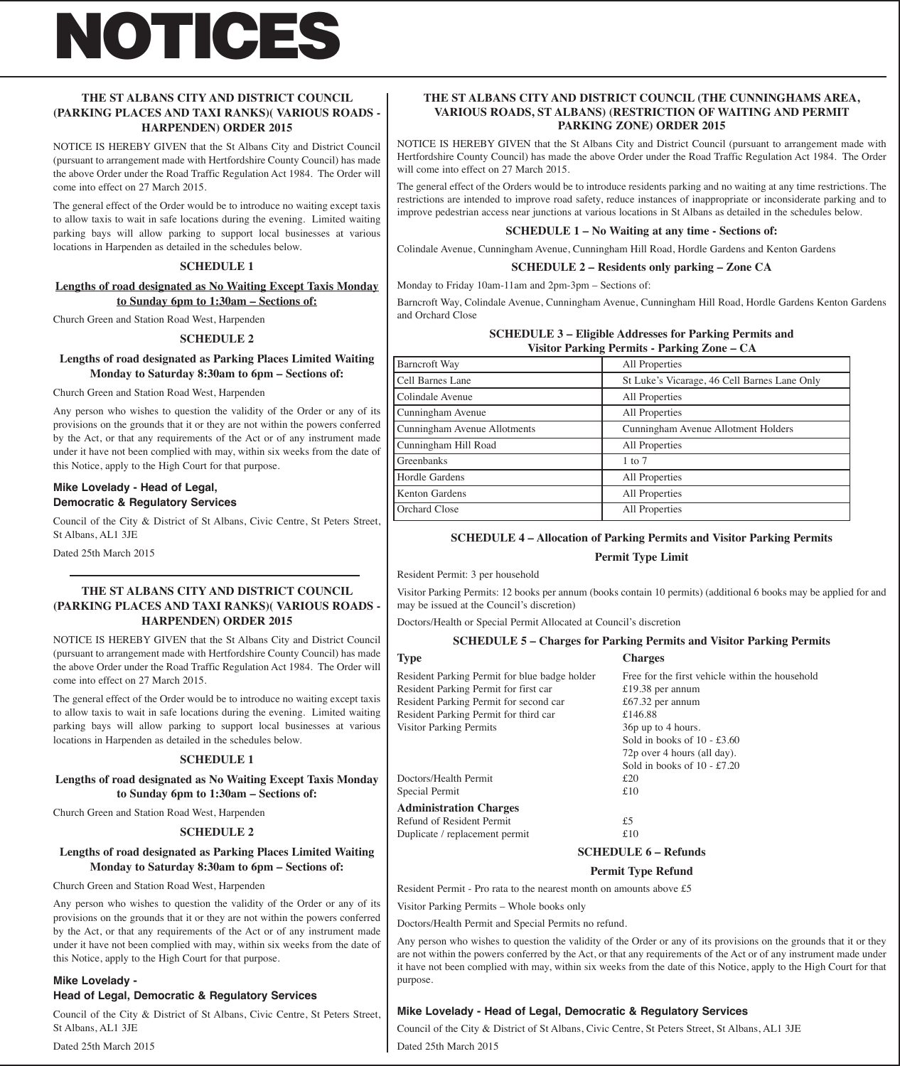# NOTICES

### THE ST ALBANS CITY AND DISTRICT COUNCIL (PARKING PLACES AND TAXI RANKS)( VARIOUS ROADS - HARPENDEN) ORDER 2015

NOTICE IS HEREBY GIVEN that the St Albans City and District Council (pursuant to arrangement made with Hertfordshire County Council) has made the above Order under the Road Traffic Regulation Act 1984. The Order will come into effect on 27 March 2015.

The general effect of the Order would be to introduce no waiting except taxis to allow taxis to wait in safe locations during the evening. Limited waiting parking bays will allow parking to support local businesses at various locations in Harpenden as detailed in the schedules below.

**SCHEDULE 1**

**Lengths of road designated as No Waiting Except Taxis Monday to Sunday 6pm to 1:30am – Sections of:**

Church Green and Station Road West, Harpenden

**SCHEDULE 2**

**Lengths of road designated as Parking Places Limited Waiting Monday to Saturday 8:30am to 6pm – Sections of:**

Church Green and Station Road West, Harpenden

Any person who wishes to question the validity of the Order or any of its provisions on the grounds that it or they are not within the powers conferred by the Act, or that any requirements of the Act or of any instrument made under it have not been complied with may, within six weeks from the date of this Notice, apply to the High Court for that purpose.

**Mike Lovelady - Head of Legal, Democratic & Regulatory Services**

Council of the City & District of St Albans, Civic Centre, St Peters Street, St Albans, AL1 3JE

Dated 25th March 2015

---

### THE ST ALBANS CITY AND DISTRICT COUNCIL (PARKING PLACES AND TAXI RANKS)( VARIOUS ROADS - HARPENDEN) ORDER 2015

NOTICE IS HEREBY GIVEN that the St Albans City and District Council (pursuant to arrangement made with Hertfordshire County Council) has made the above Order under the Road Traffic Regulation Act 1984. The Order will come into effect on 27 March 2015.

The general effect of the Order would be to introduce no waiting except taxis to allow taxis to wait in safe locations during the evening. Limited waiting parking bays will allow parking to support local businesses at various locations in Harpenden as detailed in the schedules below.

**SCHEDULE 1**

**Lengths of road designated as No Waiting Except Taxis Monday to Sunday 6pm to 1:30am – Sections of:**

Church Green and Station Road West, Harpenden

**SCHEDULE 2**

**Lengths of road designated as Parking Places Limited Waiting Monday to Saturday 8:30am to 6pm – Sections of:**

Church Green and Station Road West, Harpenden

Any person who wishes to question the validity of the Order or any of its provisions on the grounds that it or they are not within the powers conferred by the Act, or that any requirements of the Act or of any instrument made under it have not been complied with may, within six weeks from the date of this Notice, apply to the High Court for that purpose.

**Mike Lovelady - Head of Legal, Democratic & Regulatory Services**

Council of the City & District of St Albans, Civic Centre, St Peters Street, St Albans, AL1 3JE

Dated 25th March 2015

---

### THE ST ALBANS CITY AND DISTRICT COUNCIL (THE CUNNINGHAMS AREA, VARIOUS ROADS, ST ALBANS) (RESTRICTION OF WAITING AND PERMIT PARKING ZONE) ORDER 2015

NOTICE IS HEREBY GIVEN that the St Albans City and District Council (pursuant to arrangement made with Hertfordshire County Council) has made the above Order under the Road Traffic Regulation Act 1984. The Order will come into effect on 27 March 2015.

The general effect of the Orders would be to introduce residents parking and no waiting at any time restrictions. The restrictions are intended to improve road safety, reduce instances of inappropriate or inconsiderate parking and to improve pedestrian access near junctions at various locations in St Albans as detailed in the schedules below.

**SCHEDULE 1 – No Waiting at any time - Sections of:**

Colindale Avenue, Cunningham Avenue, Cunningham Hill Road, Hordle Gardens and Kenton Gardens

**SCHEDULE 2 – Residents only parking – Zone CA**

Monday to Friday 10am-11am and 2pm-3pm – Sections of:

Barncroft Way, Colindale Avenue, Cunningham Avenue, Cunningham Hill Road, Hordle Gardens Kenton Gardens and Orchard Close

**SCHEDULE 3 – Eligible Addresses for Parking Permits and Visitor Parking Permits - Parking Zone – CA**

| | |
|---|---|
| Barncroft Way | All Properties |
| Cell Barnes Lane | St Luke's Vicarage, 46 Cell Barnes Lane Only |
| Colindale Avenue | All Properties |
| Cunningham Avenue | All Properties |
| Cunningham Avenue Allotments | Cunningham Avenue Allotment Holders |
| Cunningham Hill Road | All Properties |
| Greenbanks | 1 to 7 |
| Hordle Gardens | All Properties |
| Kenton Gardens | All Properties |
| Orchard Close | All Properties |

**SCHEDULE 4 – Allocation of Parking Permits and Visitor Parking Permits**

**Permit Type Limit**

Resident Permit: 3 per household

Visitor Parking Permits: 12 books per annum (books contain 10 permits) (additional 6 books may be applied for and may be issued at the Council's discretion)

Doctors/Health or Special Permit Allocated at Council's discretion

**SCHEDULE 5 – Charges for Parking Permits and Visitor Parking Permits**

| Type | Charges |
|---|---|
| Resident Parking Permit for blue badge holder | Free for the first vehicle within the household |
| Resident Parking Permit for first car | £19.38 per annum |
| Resident Parking Permit for second car | £67.32 per annum |
| Resident Parking Permit for third car | £146.88 |
| Visitor Parking Permits | 36p up to 4 hours. Sold in books of 10 - £3.60 72p over 4 hours (all day). Sold in books of 10 - £7.20 |
| Doctors/Health Permit | £20 |
| Special Permit | £10 |
| **Administration Charges** | |
| Refund of Resident Permit | £5 |
| Duplicate / replacement permit | £10 |

**SCHEDULE 6 – Refunds**

**Permit Type Refund**

Resident Permit - Pro rata to the nearest month on amounts above £5

Visitor Parking Permits – Whole books only

Doctors/Health Permit and Special Permits no refund.

Any person who wishes to question the validity of the Order or any of its provisions on the grounds that it or they are not within the powers conferred by the Act, or that any requirements of the Act or of any instrument made under it have not been complied with may, within six weeks from the date of this Notice, apply to the High Court for that purpose.

**Mike Lovelady - Head of Legal, Democratic & Regulatory Services**

Council of the City & District of St Albans, Civic Centre, St Peters Street, St Albans, AL1 3JE

Dated 25th March 2015